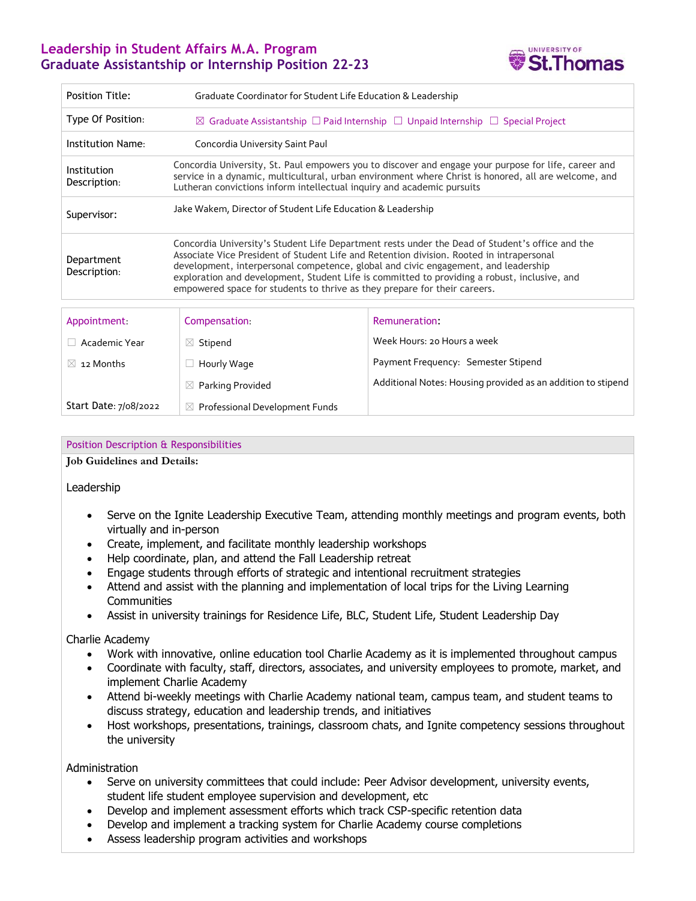# Leadership in Student Affairs M.A. Program
## Graduate Assistantship or Internship Position 22-23

| | |
|---|---|
| Position Title: | Graduate Coordinator for Student Life Education & Leadership |
| Type Of Position: | ☒ Graduate Assistantship ☐ Paid Internship ☐ Unpaid Internship ☐ Special Project |
| Institution Name: | Concordia University Saint Paul |
| Institution Description: | Concordia University, St. Paul empowers you to discover and engage your purpose for life, career and service in a dynamic, multicultural, urban environment where Christ is honored, all are welcome, and Lutheran convictions inform intellectual inquiry and academic pursuits |
| Supervisor: | Jake Wakem, Director of Student Life Education & Leadership |
| Department Description: | Concordia University's Student Life Department rests under the Dead of Student's office and the Associate Vice President of Student Life and Retention division. Rooted in intrapersonal development, interpersonal competence, global and civic engagement, and leadership exploration and development, Student Life is committed to providing a robust, inclusive, and empowered space for students to thrive as they prepare for their careers. |

| Appointment: | Compensation: | Remuneration: |
|---|---|---|
| ☐ Academic Year | ☒ Stipend | Week Hours: 20 Hours a week |
| ☒ 12 Months | ☐ Hourly Wage | Payment Frequency: Semester Stipend |
| | ☒ Parking Provided | Additional Notes: Housing provided as an addition to stipend |
| Start Date: 7/08/2022 | ☒ Professional Development Funds | |

## Position Description & Responsibilities

**Job Guidelines and Details:**

Leadership

- Serve on the Ignite Leadership Executive Team, attending monthly meetings and program events, both virtually and in-person
- Create, implement, and facilitate monthly leadership workshops
- Help coordinate, plan, and attend the Fall Leadership retreat
- Engage students through efforts of strategic and intentional recruitment strategies
- Attend and assist with the planning and implementation of local trips for the Living Learning Communities
- Assist in university trainings for Residence Life, BLC, Student Life, Student Leadership Day

Charlie Academy

- Work with innovative, online education tool Charlie Academy as it is implemented throughout campus
- Coordinate with faculty, staff, directors, associates, and university employees to promote, market, and implement Charlie Academy
- Attend bi-weekly meetings with Charlie Academy national team, campus team, and student teams to discuss strategy, education and leadership trends, and initiatives
- Host workshops, presentations, trainings, classroom chats, and Ignite competency sessions throughout the university

Administration

- Serve on university committees that could include: Peer Advisor development, university events, student life student employee supervision and development, etc
- Develop and implement assessment efforts which track CSP-specific retention data
- Develop and implement a tracking system for Charlie Academy course completions
- Assess leadership program activities and workshops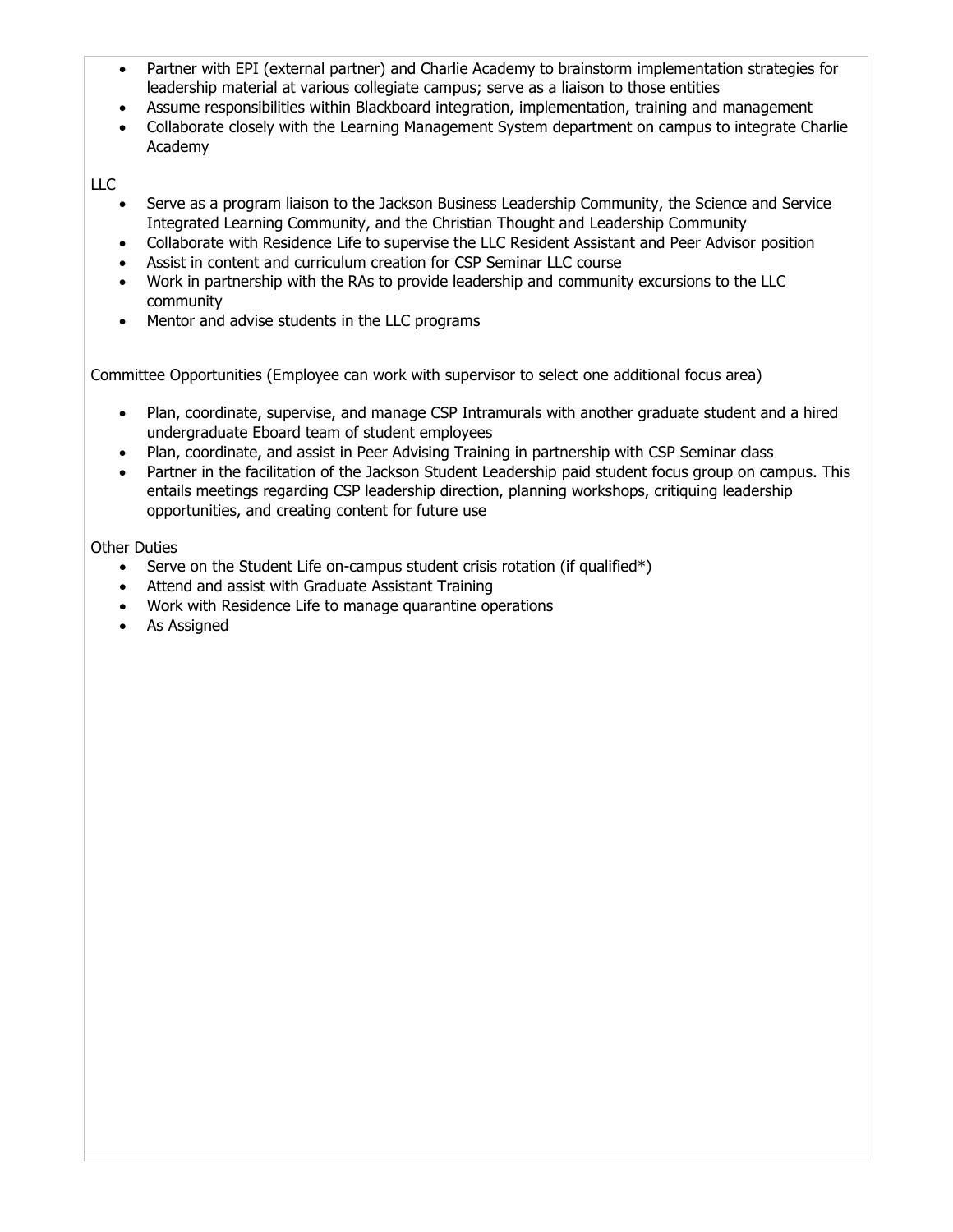- Partner with EPI (external partner) and Charlie Academy to brainstorm implementation strategies for leadership material at various collegiate campus; serve as a liaison to those entities
- Assume responsibilities within Blackboard integration, implementation, training and management
- Collaborate closely with the Learning Management System department on campus to integrate Charlie Academy

LLC

- Serve as a program liaison to the Jackson Business Leadership Community, the Science and Service Integrated Learning Community, and the Christian Thought and Leadership Community
- Collaborate with Residence Life to supervise the LLC Resident Assistant and Peer Advisor position
- Assist in content and curriculum creation for CSP Seminar LLC course
- Work in partnership with the RAs to provide leadership and community excursions to the LLC community
- Mentor and advise students in the LLC programs

Committee Opportunities (Employee can work with supervisor to select one additional focus area)

- Plan, coordinate, supervise, and manage CSP Intramurals with another graduate student and a hired undergraduate Eboard team of student employees
- Plan, coordinate, and assist in Peer Advising Training in partnership with CSP Seminar class
- Partner in the facilitation of the Jackson Student Leadership paid student focus group on campus. This entails meetings regarding CSP leadership direction, planning workshops, critiquing leadership opportunities, and creating content for future use

Other Duties

- Serve on the Student Life on-campus student crisis rotation (if qualified*)
- Attend and assist with Graduate Assistant Training
- Work with Residence Life to manage quarantine operations
- As Assigned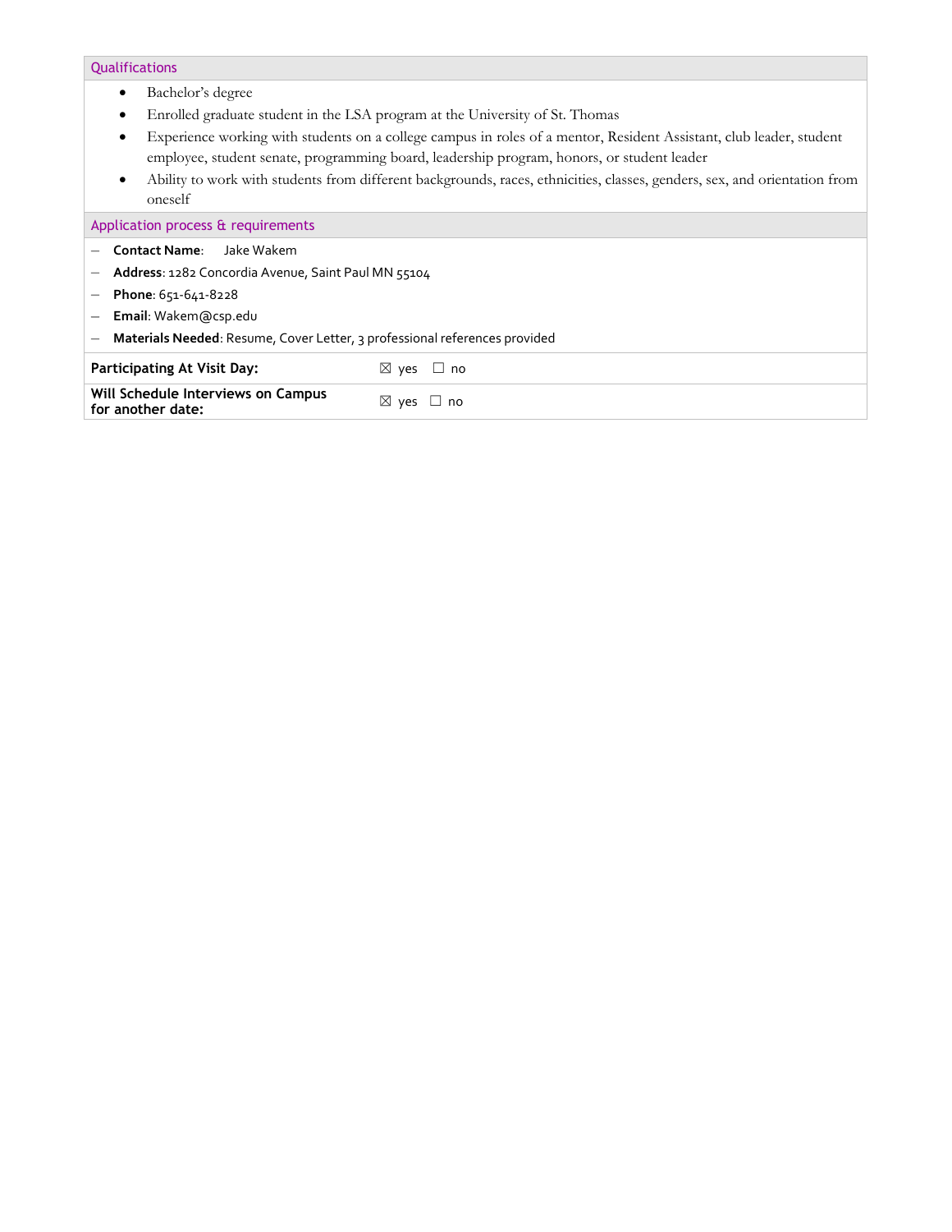## Qualifications

- Bachelor's degree
- Enrolled graduate student in the LSA program at the University of St. Thomas
- Experience working with students on a college campus in roles of a mentor, Resident Assistant, club leader, student employee, student senate, programming board, leadership program, honors, or student leader
- Ability to work with students from different backgrounds, races, ethnicities, classes, genders, sex, and orientation from oneself

## Application process & requirements

- **Contact Name**: Jake Wakem
- **Address**: 1282 Concordia Avenue, Saint Paul MN 55104
- **Phone**: 651-641-8228
- **Email**: Wakem@csp.edu
- **Materials Needed**: Resume, Cover Letter, 3 professional references provided

| | |
|---|---|
| **Participating At Visit Day:** | ☒ yes ☐ no |
| **Will Schedule Interviews on Campus for another date:** | ☒ yes ☐ no |